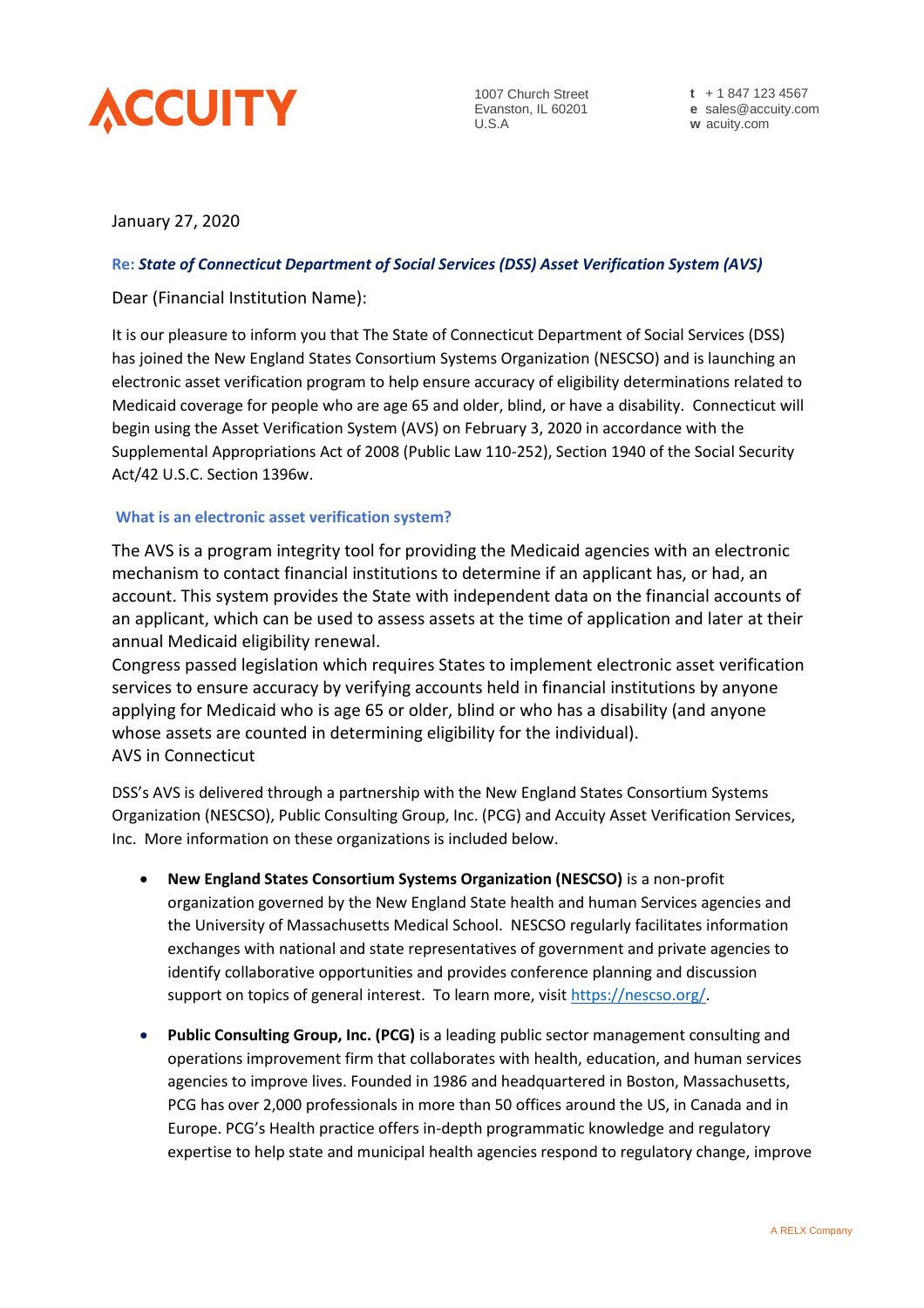ACCUITY

1007 Church Street
Evanston, IL 60201
U.S.A

**t** + 1 847 123 4567
**e** sales@accuity.com
**w** acuity.com

January 27, 2020

**Re:** ***State of Connecticut Department of Social Services (DSS) Asset Verification System (AVS)***

Dear (Financial Institution Name):

It is our pleasure to inform you that The State of Connecticut Department of Social Services (DSS) has joined the New England States Consortium Systems Organization (NESCSO) and is launching an electronic asset verification program to help ensure accuracy of eligibility determinations related to Medicaid coverage for people who are age 65 and older, blind, or have a disability. Connecticut will begin using the Asset Verification System (AVS) on February 3, 2020 in accordance with the Supplemental Appropriations Act of 2008 (Public Law 110-252), Section 1940 of the Social Security Act/42 U.S.C. Section 1396w.

### What is an electronic asset verification system?

The AVS is a program integrity tool for providing the Medicaid agencies with an electronic mechanism to contact financial institutions to determine if an applicant has, or had, an account. This system provides the State with independent data on the financial accounts of an applicant, which can be used to assess assets at the time of application and later at their annual Medicaid eligibility renewal.

Congress passed legislation which requires States to implement electronic asset verification services to ensure accuracy by verifying accounts held in financial institutions by anyone applying for Medicaid who is age 65 or older, blind or who has a disability (and anyone whose assets are counted in determining eligibility for the individual).

AVS in Connecticut

DSS's AVS is delivered through a partnership with the New England States Consortium Systems Organization (NESCSO), Public Consulting Group, Inc. (PCG) and Accuity Asset Verification Services, Inc. More information on these organizations is included below.

- **New England States Consortium Systems Organization (NESCSO)** is a non-profit organization governed by the New England State health and human Services agencies and the University of Massachusetts Medical School. NESCSO regularly facilitates information exchanges with national and state representatives of government and private agencies to identify collaborative opportunities and provides conference planning and discussion support on topics of general interest. To learn more, visit https://nescso.org/.

- **Public Consulting Group, Inc. (PCG)** is a leading public sector management consulting and operations improvement firm that collaborates with health, education, and human services agencies to improve lives. Founded in 1986 and headquartered in Boston, Massachusetts, PCG has over 2,000 professionals in more than 50 offices around the US, in Canada and in Europe. PCG's Health practice offers in-depth programmatic knowledge and regulatory expertise to help state and municipal health agencies respond to regulatory change, improve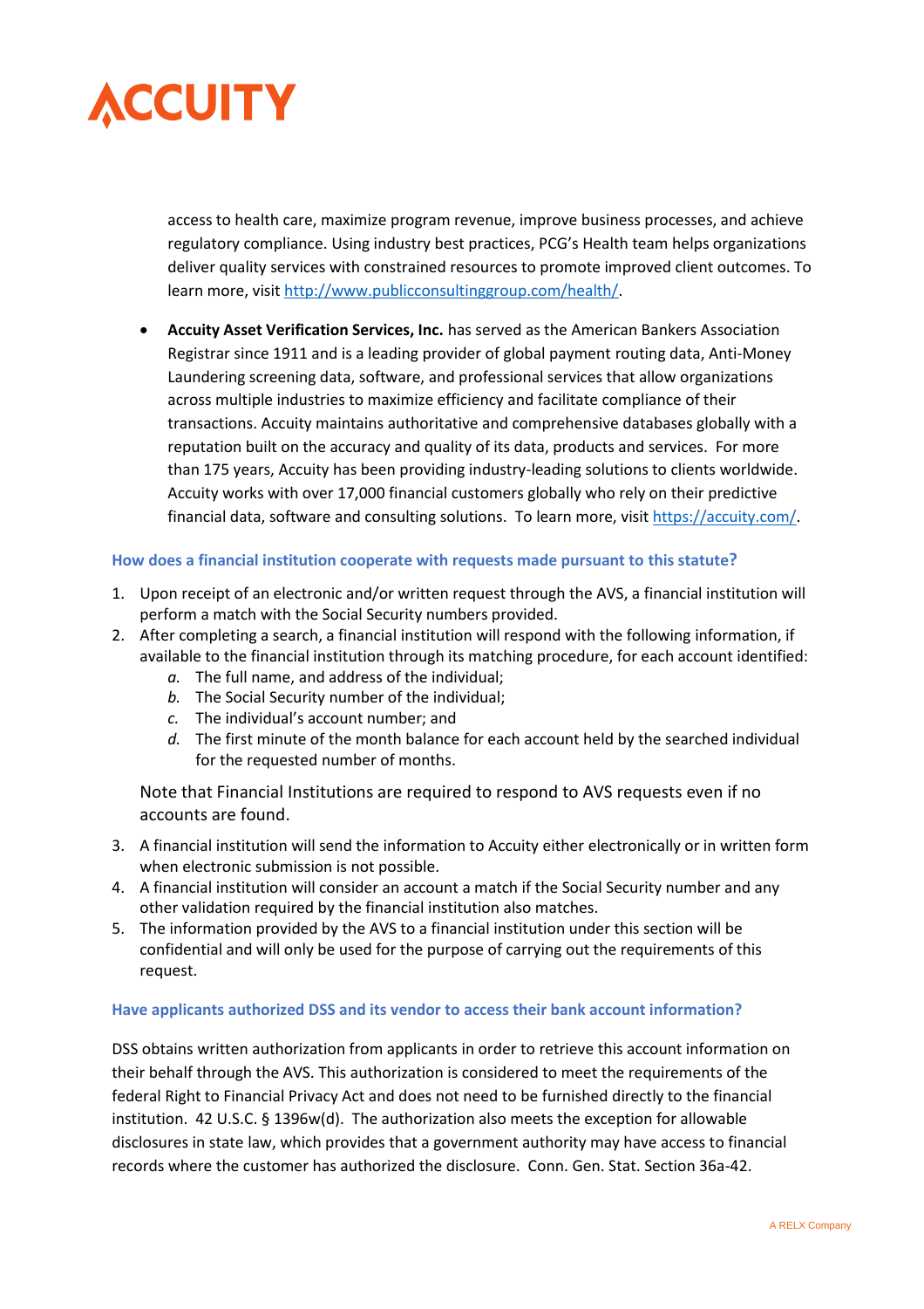access to health care, maximize program revenue, improve business processes, and achieve regulatory compliance. Using industry best practices, PCG's Health team helps organizations deliver quality services with constrained resources to promote improved client outcomes. To learn more, visit http://www.publicconsultinggroup.com/health/.

- **Accuity Asset Verification Services, Inc.** has served as the American Bankers Association Registrar since 1911 and is a leading provider of global payment routing data, Anti-Money Laundering screening data, software, and professional services that allow organizations across multiple industries to maximize efficiency and facilitate compliance of their transactions. Accuity maintains authoritative and comprehensive databases globally with a reputation built on the accuracy and quality of its data, products and services. For more than 175 years, Accuity has been providing industry-leading solutions to clients worldwide. Accuity works with over 17,000 financial customers globally who rely on their predictive financial data, software and consulting solutions. To learn more, visit https://accuity.com/.

### How does a financial institution cooperate with requests made pursuant to this statute?

1. Upon receipt of an electronic and/or written request through the AVS, a financial institution will perform a match with the Social Security numbers provided.
2. After completing a search, a financial institution will respond with the following information, if available to the financial institution through its matching procedure, for each account identified:
   - *a.* The full name, and address of the individual;
   - *b.* The Social Security number of the individual;
   - *c.* The individual's account number; and
   - *d.* The first minute of the month balance for each account held by the searched individual for the requested number of months.

   Note that Financial Institutions are required to respond to AVS requests even if no accounts are found.
3. A financial institution will send the information to Accuity either electronically or in written form when electronic submission is not possible.
4. A financial institution will consider an account a match if the Social Security number and any other validation required by the financial institution also matches.
5. The information provided by the AVS to a financial institution under this section will be confidential and will only be used for the purpose of carrying out the requirements of this request.

### Have applicants authorized DSS and its vendor to access their bank account information?

DSS obtains written authorization from applicants in order to retrieve this account information on their behalf through the AVS. This authorization is considered to meet the requirements of the federal Right to Financial Privacy Act and does not need to be furnished directly to the financial institution. 42 U.S.C. § 1396w(d). The authorization also meets the exception for allowable disclosures in state law, which provides that a government authority may have access to financial records where the customer has authorized the disclosure. Conn. Gen. Stat. Section 36a-42.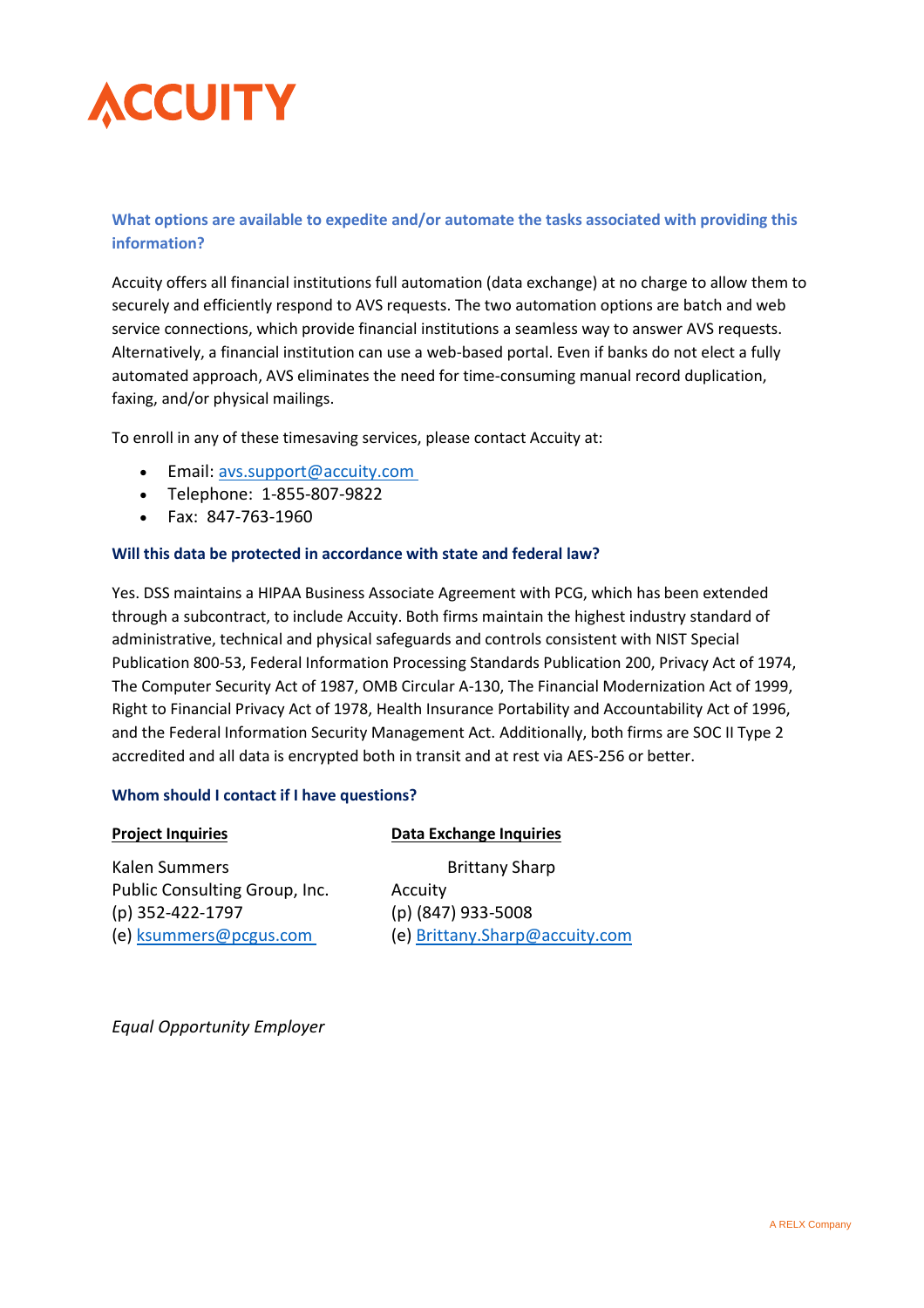### What options are available to expedite and/or automate the tasks associated with providing this information?

Accuity offers all financial institutions full automation (data exchange) at no charge to allow them to securely and efficiently respond to AVS requests. The two automation options are batch and web service connections, which provide financial institutions a seamless way to answer AVS requests. Alternatively, a financial institution can use a web-based portal. Even if banks do not elect a fully automated approach, AVS eliminates the need for time-consuming manual record duplication, faxing, and/or physical mailings.

To enroll in any of these timesaving services, please contact Accuity at:

- Email: avs.support@accuity.com
- Telephone: 1-855-807-9822
- Fax: 847-763-1960

### Will this data be protected in accordance with state and federal law?

Yes. DSS maintains a HIPAA Business Associate Agreement with PCG, which has been extended through a subcontract, to include Accuity. Both firms maintain the highest industry standard of administrative, technical and physical safeguards and controls consistent with NIST Special Publication 800-53, Federal Information Processing Standards Publication 200, Privacy Act of 1974, The Computer Security Act of 1987, OMB Circular A-130, The Financial Modernization Act of 1999, Right to Financial Privacy Act of 1978, Health Insurance Portability and Accountability Act of 1996, and the Federal Information Security Management Act. Additionally, both firms are SOC II Type 2 accredited and all data is encrypted both in transit and at rest via AES-256 or better.

### Whom should I contact if I have questions?

**Project Inquiries**

Kalen Summers
Public Consulting Group, Inc.
(p) 352-422-1797
(e) ksummers@pcgus.com

**Data Exchange Inquiries**

Brittany Sharp
Accuity
(p) (847) 933-5008
(e) Brittany.Sharp@accuity.com

*Equal Opportunity Employer*